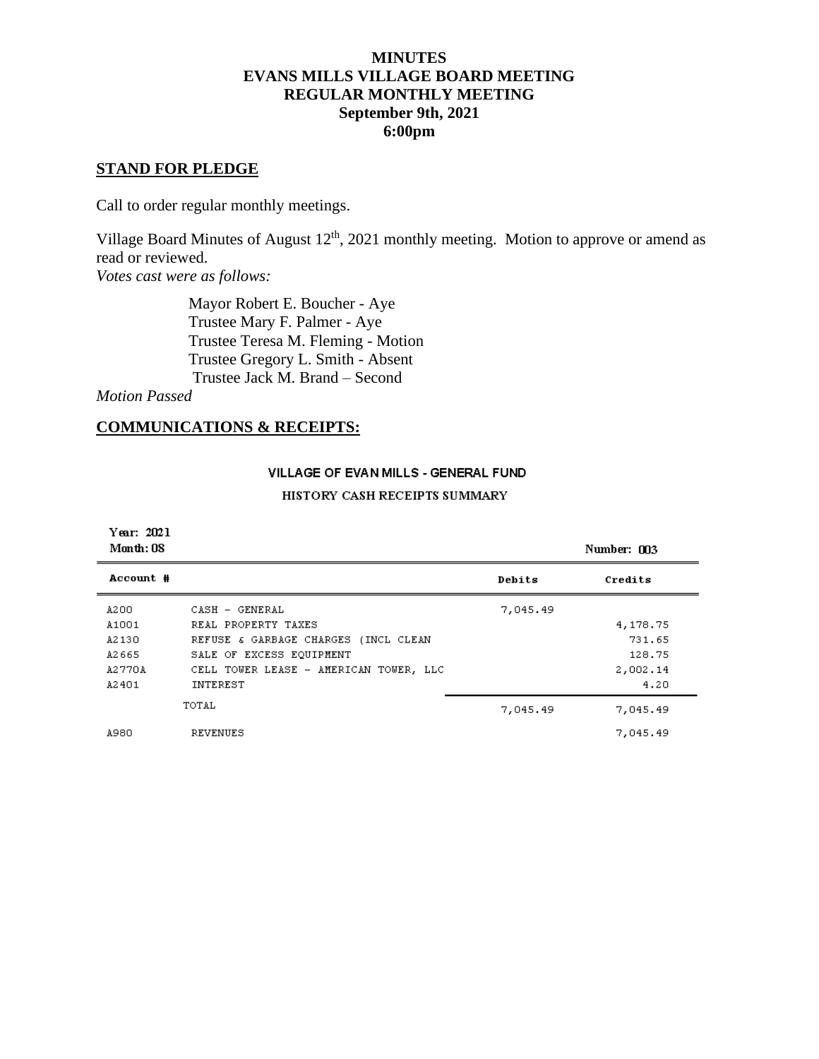# MINUTES
# EVANS MILLS VILLAGE BOARD MEETING
# REGULAR MONTHLY MEETING
# September 9th, 2021
# 6:00pm

## STAND FOR PLEDGE

Call to order regular monthly meetings.

Village Board Minutes of August 12th, 2021 monthly meeting. Motion to approve or amend as read or reviewed.

*Votes cast were as follows:*

Mayor Robert E. Boucher - Aye
Trustee Mary F. Palmer - Aye
Trustee Teresa M. Fleming - Motion
Trustee Gregory L. Smith - Absent
Trustee Jack M. Brand – Second

*Motion Passed*

## COMMUNICATIONS & RECEIPTS:

**VILLAGE OF EVAN MILLS - GENERAL FUND**

**HISTORY CASH RECEIPTS SUMMARY**

Year: 2021
Month: 08

Number: 003

| Account # | | Debits | Credits |
|---|---|---|---|
| A200 | CASH - GENERAL | 7,045.49 | |
| A1001 | REAL PROPERTY TAXES | | 4,178.75 |
| A2130 | REFUSE & GARBAGE CHARGES (INCL CLEAN | | 731.65 |
| A2665 | SALE OF EXCESS EQUIPMENT | | 128.75 |
| A2770A | CELL TOWER LEASE - AMERICAN TOWER, LLC | | 2,002.14 |
| A2401 | INTEREST | | 4.20 |
| | TOTAL | 7,045.49 | 7,045.49 |
| A980 | REVENUES | | 7,045.49 |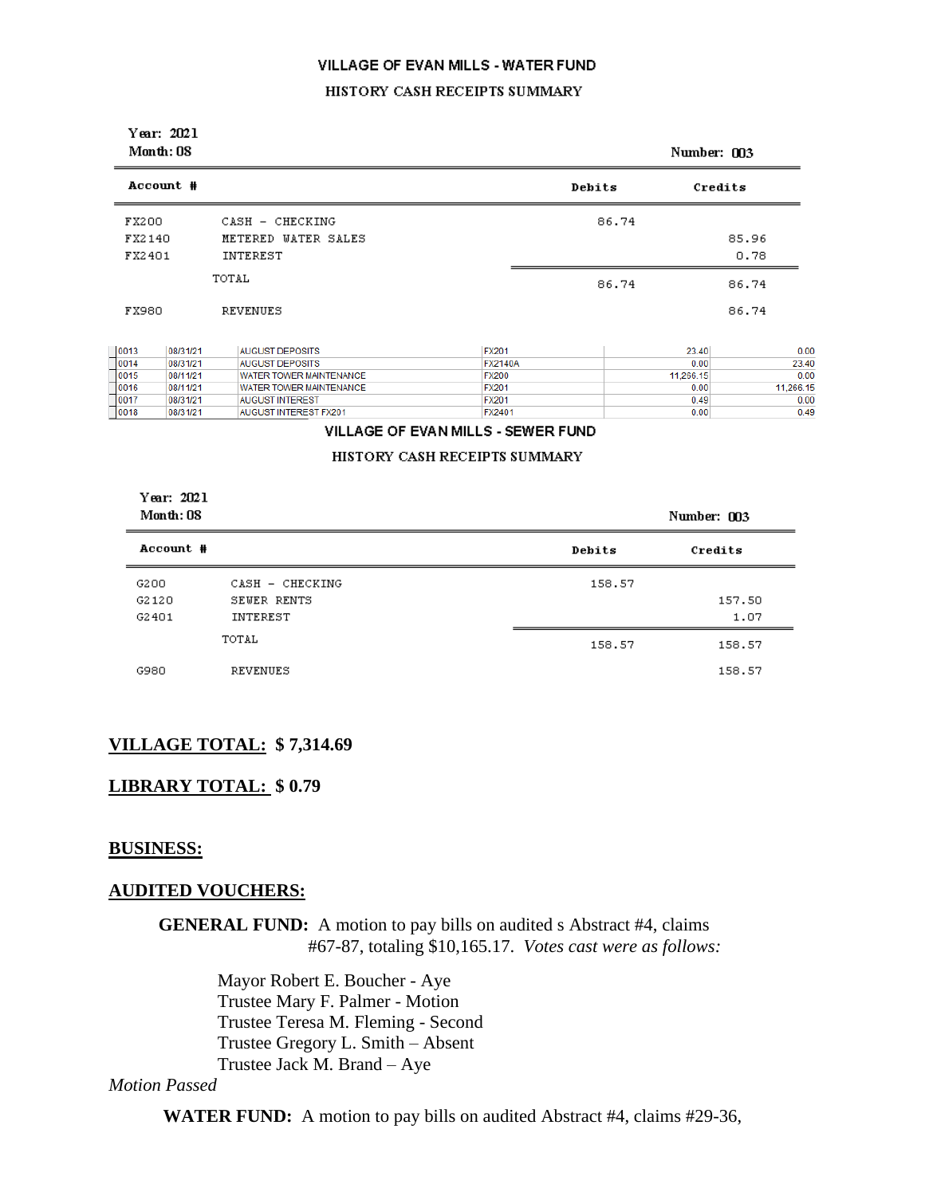VILLAGE OF EVAN MILLS - WATER FUND

HISTORY CASH RECEIPTS SUMMARY

Year: 2021
Month: 08

Number: 003

| Account # | | Debits | Credits |
|---|---|---|---|
| FX200 | CASH - CHECKING | 86.74 | |
| FX2140 | METERED WATER SALES | | 85.96 |
| FX2401 | INTEREST | | 0.78 |
| | TOTAL | 86.74 | 86.74 |
| FX980 | REVENUES | | 86.74 |

| | | | | | |
|---|---|---|---|---|---|
| 0013 | 08/31/21 | AUGUST DEPOSITS | FX201 | 23.40 | 0.00 |
| 0014 | 08/31/21 | AUGUST DEPOSITS | FX2140A | 0.00 | 23.40 |
| 0015 | 08/11/21 | WATER TOWER MAINTENANCE | FX200 | 11,266.15 | 0.00 |
| 0016 | 08/11/21 | WATER TOWER MAINTENANCE | FX201 | 0.00 | 11,266.15 |
| 0017 | 08/31/21 | AUGUST INTEREST | FX201 | 0.49 | 0.00 |
| 0018 | 08/31/21 | AUGUST INTEREST FX201 | FX2401 | 0.00 | 0.49 |

VILLAGE OF EVAN MILLS - SEWER FUND

HISTORY CASH RECEIPTS SUMMARY

Year: 2021
Month: 08

Number: 003

| Account # | | Debits | Credits |
|---|---|---|---|
| G200 | CASH - CHECKING | 158.57 | |
| G2120 | SEWER RENTS | | 157.50 |
| G2401 | INTEREST | | 1.07 |
| | TOTAL | 158.57 | 158.57 |
| G980 | REVENUES | | 158.57 |

**VILLAGE TOTAL: $ 7,314.69**

**LIBRARY TOTAL: $ 0.79**

**BUSINESS:**

**AUDITED VOUCHERS:**

**GENERAL FUND:** A motion to pay bills on audited s Abstract #4, claims #67-87, totaling $10,165.17. *Votes cast were as follows:*

Mayor Robert E. Boucher - Aye
Trustee Mary F. Palmer - Motion
Trustee Teresa M. Fleming - Second
Trustee Gregory L. Smith – Absent
Trustee Jack M. Brand – Aye

*Motion Passed*

**WATER FUND:** A motion to pay bills on audited Abstract #4, claims #29-36,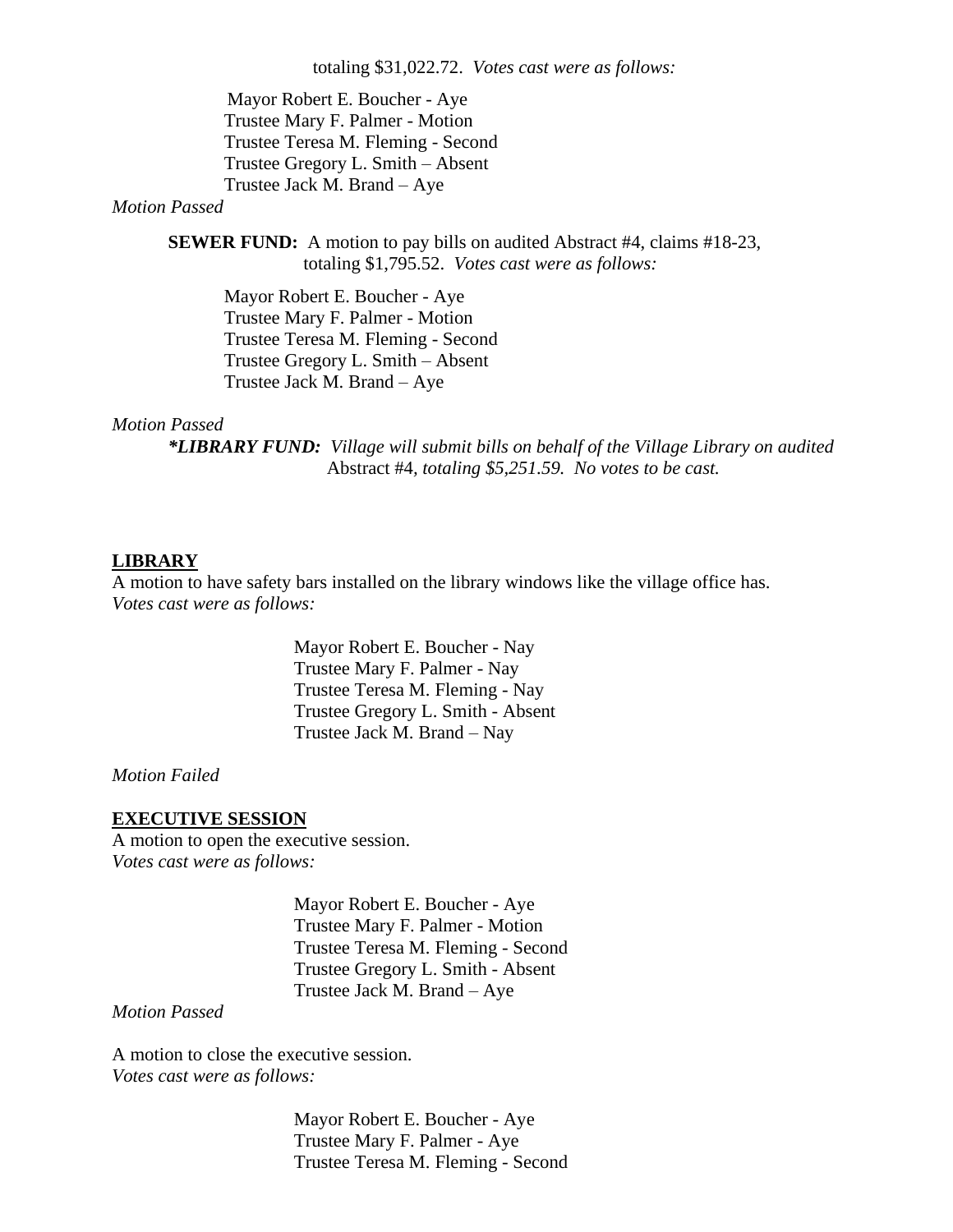totaling $31,022.72. *Votes cast were as follows:*

Mayor Robert E. Boucher - Aye
Trustee Mary F. Palmer - Motion
Trustee Teresa M. Fleming - Second
Trustee Gregory L. Smith – Absent
Trustee Jack M. Brand – Aye

*Motion Passed*

**SEWER FUND:** A motion to pay bills on audited Abstract #4, claims #18-23, totaling $1,795.52. *Votes cast were as follows:*

Mayor Robert E. Boucher - Aye
Trustee Mary F. Palmer - Motion
Trustee Teresa M. Fleming - Second
Trustee Gregory L. Smith – Absent
Trustee Jack M. Brand – Aye

*Motion Passed*

***LIBRARY FUND:** *Village will submit bills on behalf of the Village Library on audited* Abstract #4, *totaling $5,251.59. No votes to be cast.*

## LIBRARY

A motion to have safety bars installed on the library windows like the village office has.
*Votes cast were as follows:*

Mayor Robert E. Boucher - Nay
Trustee Mary F. Palmer - Nay
Trustee Teresa M. Fleming - Nay
Trustee Gregory L. Smith - Absent
Trustee Jack M. Brand – Nay

*Motion Failed*

## EXECUTIVE SESSION

A motion to open the executive session.
*Votes cast were as follows:*

Mayor Robert E. Boucher - Aye
Trustee Mary F. Palmer - Motion
Trustee Teresa M. Fleming - Second
Trustee Gregory L. Smith - Absent
Trustee Jack M. Brand – Aye

*Motion Passed*

A motion to close the executive session.
*Votes cast were as follows:*

Mayor Robert E. Boucher - Aye
Trustee Mary F. Palmer - Aye
Trustee Teresa M. Fleming - Second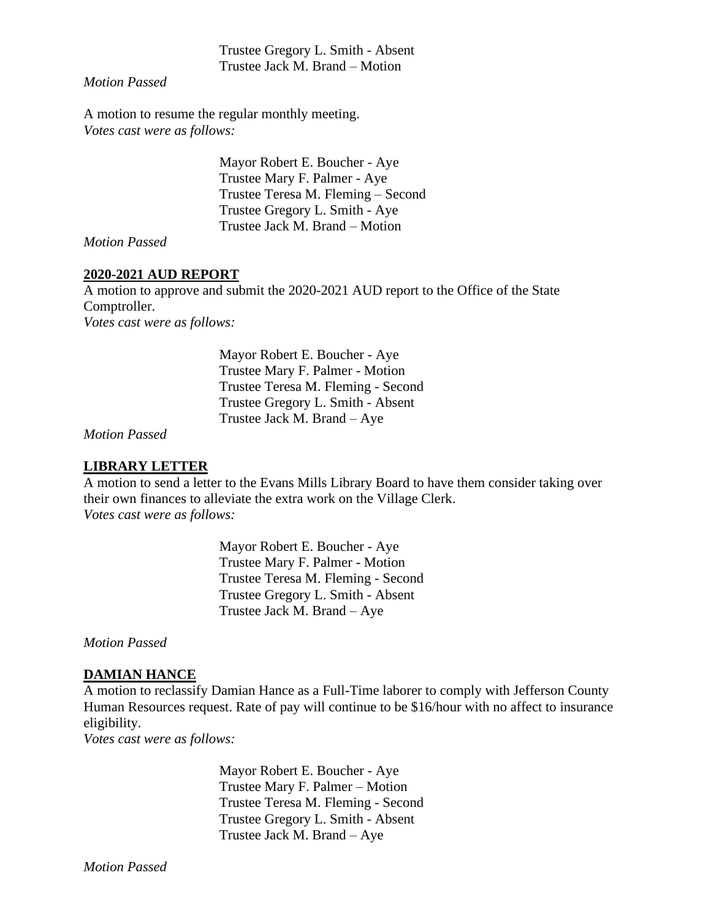Trustee Gregory L. Smith - Absent
Trustee Jack M. Brand – Motion

*Motion Passed*

A motion to resume the regular monthly meeting.
*Votes cast were as follows:*

Mayor Robert E. Boucher - Aye
Trustee Mary F. Palmer - Aye
Trustee Teresa M. Fleming – Second
Trustee Gregory L. Smith - Aye
Trustee Jack M. Brand – Motion

*Motion Passed*

**2020-2021 AUD REPORT**

A motion to approve and submit the 2020-2021 AUD report to the Office of the State Comptroller.
*Votes cast were as follows:*

Mayor Robert E. Boucher - Aye
Trustee Mary F. Palmer - Motion
Trustee Teresa M. Fleming - Second
Trustee Gregory L. Smith - Absent
Trustee Jack M. Brand – Aye

*Motion Passed*

**LIBRARY LETTER**

A motion to send a letter to the Evans Mills Library Board to have them consider taking over their own finances to alleviate the extra work on the Village Clerk.
*Votes cast were as follows:*

Mayor Robert E. Boucher - Aye
Trustee Mary F. Palmer - Motion
Trustee Teresa M. Fleming - Second
Trustee Gregory L. Smith - Absent
Trustee Jack M. Brand – Aye

*Motion Passed*

**DAMIAN HANCE**

A motion to reclassify Damian Hance as a Full-Time laborer to comply with Jefferson County Human Resources request. Rate of pay will continue to be $16/hour with no affect to insurance eligibility.
*Votes cast were as follows:*

Mayor Robert E. Boucher - Aye
Trustee Mary F. Palmer – Motion
Trustee Teresa M. Fleming - Second
Trustee Gregory L. Smith - Absent
Trustee Jack M. Brand – Aye

*Motion Passed*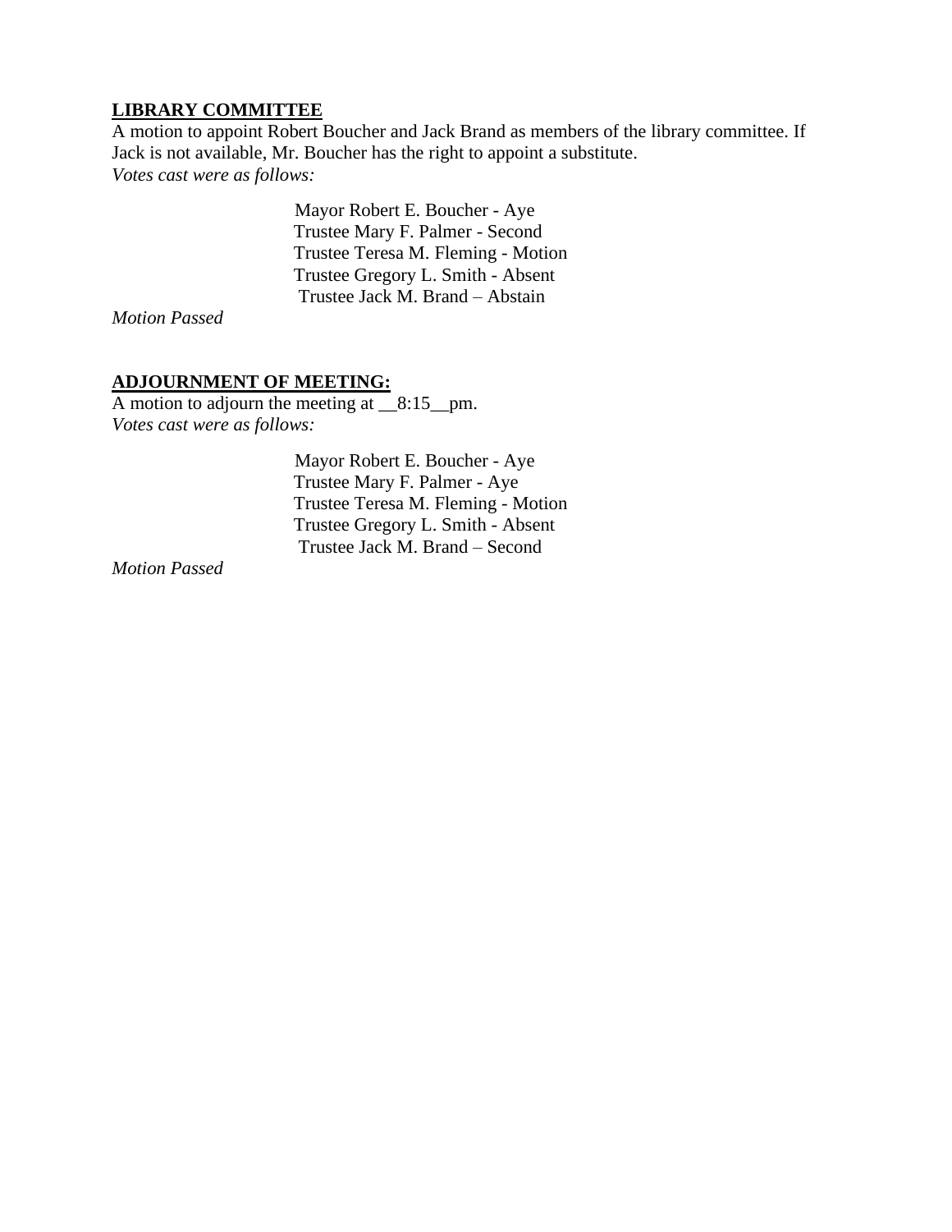**LIBRARY COMMITTEE**

A motion to appoint Robert Boucher and Jack Brand as members of the library committee. If Jack is not available, Mr. Boucher has the right to appoint a substitute.

*Votes cast were as follows:*

Mayor Robert E. Boucher - Aye
Trustee Mary F. Palmer - Second
Trustee Teresa M. Fleming - Motion
Trustee Gregory L. Smith - Absent
Trustee Jack M. Brand – Abstain

*Motion Passed*

**ADJOURNMENT OF MEETING:**

A motion to adjourn the meeting at __8:15__pm.

*Votes cast were as follows:*

Mayor Robert E. Boucher - Aye
Trustee Mary F. Palmer - Aye
Trustee Teresa M. Fleming - Motion
Trustee Gregory L. Smith - Absent
Trustee Jack M. Brand – Second

*Motion Passed*